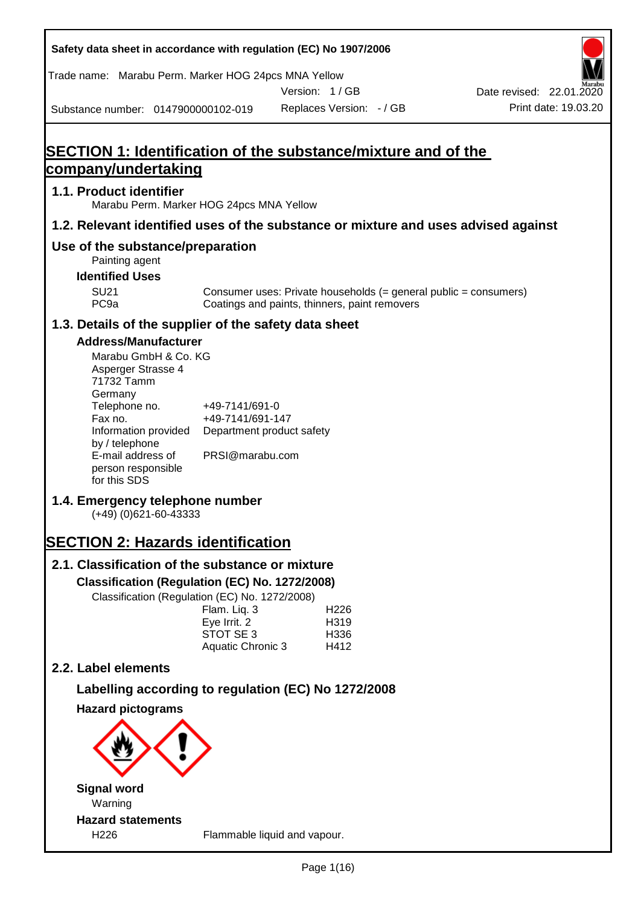Safety data sheet in accordance with regulation (EC) No 1907/2006

Trade name: Marabu Perm. Marker HOG 24pcs MNA Yellow

Version: 1 / GB

Replaces Version: - / GB

Date revised: 22.01.2020

Print date: 19.03.20

Substance number: 0147900000102-019

# SECTION 1: Identification of the substance/mixture and of the company/undertaking

## 1.1. Product identifier

Marabu Perm. Marker HOG 24pcs MNA Yellow

## 1.2. Relevant identified uses of the substance or mixture and uses advised against

### Use of the substance/preparation

Painting agent

**Identified Uses**

| | |
|---|---|
| SU21 | Consumer uses: Private households (= general public = consumers) |
| PC9a | Coatings and paints, thinners, paint removers |

## 1.3. Details of the supplier of the safety data sheet

**Address/Manufacturer**

Marabu GmbH & Co. KG
Asperger Strasse 4
71732 Tamm
Germany

| | |
|---|---|
| Telephone no. | +49-7141/691-0 |
| Fax no. | +49-7141/691-147 |
| Information provided by / telephone | Department product safety |
| E-mail address of person responsible for this SDS | PRSI@marabu.com |

## 1.4. Emergency telephone number

(+49) (0)621-60-43333

# SECTION 2: Hazards identification

## 2.1. Classification of the substance or mixture

**Classification (Regulation (EC) No. 1272/2008)**

Classification (Regulation (EC) No. 1272/2008)

| | |
|---|---|
| Flam. Liq. 3 | H226 |
| Eye Irrit. 2 | H319 |
| STOT SE 3 | H336 |
| Aquatic Chronic 3 | H412 |

## 2.2. Label elements

**Labelling according to regulation (EC) No 1272/2008**

**Hazard pictograms**

**Signal word**

Warning

**Hazard statements**

| | |
|---|---|
| H226 | Flammable liquid and vapour. |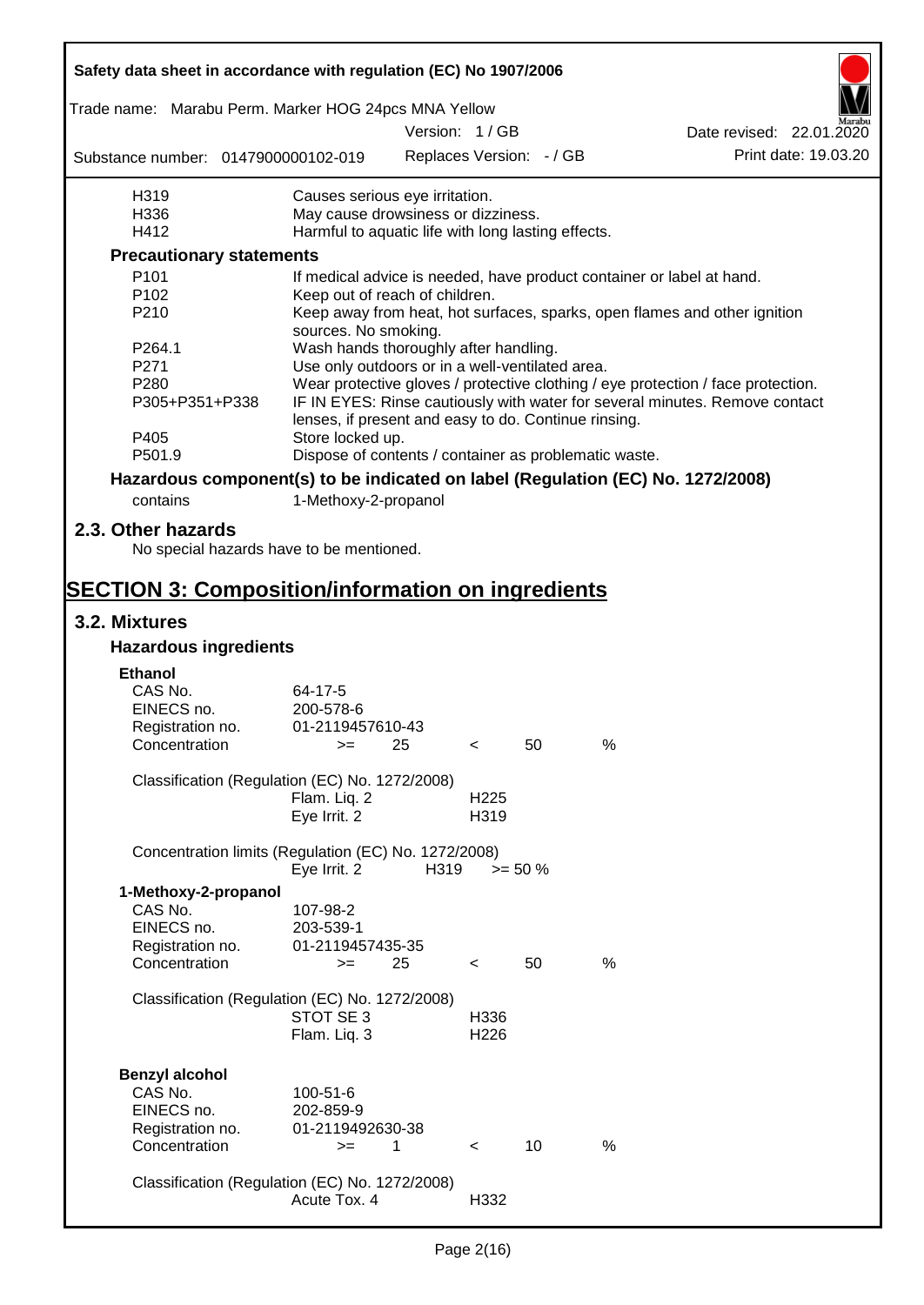| | |
|---|---|
| H319 | Causes serious eye irritation. |
| H336 | May cause drowsiness or dizziness. |
| H412 | Harmful to aquatic life with long lasting effects. |

**Precautionary statements**

| | |
|---|---|
| P101 | If medical advice is needed, have product container or label at hand. |
| P102 | Keep out of reach of children. |
| P210 | Keep away from heat, hot surfaces, sparks, open flames and other ignition sources. No smoking. |
| P264.1 | Wash hands thoroughly after handling. |
| P271 | Use only outdoors or in a well-ventilated area. |
| P280 | Wear protective gloves / protective clothing / eye protection / face protection. |
| P305+P351+P338 | IF IN EYES: Rinse cautiously with water for several minutes. Remove contact lenses, if present and easy to do. Continue rinsing. |
| P405 | Store locked up. |
| P501.9 | Dispose of contents / container as problematic waste. |

**Hazardous component(s) to be indicated on label (Regulation (EC) No. 1272/2008)**

contains 1-Methoxy-2-propanol

## 2.3. Other hazards

No special hazards have to be mentioned.

# SECTION 3: Composition/information on ingredients

## 3.2. Mixtures

### Hazardous ingredients

**Ethanol**

| | |
|---|---|
| CAS No. | 64-17-5 |
| EINECS no. | 200-578-6 |
| Registration no. | 01-2119457610-43 |
| Concentration | >= 25 < 50 % |

Classification (Regulation (EC) No. 1272/2008)

| | |
|---|---|
| Flam. Liq. 2 | H225 |
| Eye Irrit. 2 | H319 |

Concentration limits (Regulation (EC) No. 1272/2008)

| | | |
|---|---|---|
| Eye Irrit. 2 | H319 | >= 50 % |

**1-Methoxy-2-propanol**

| | |
|---|---|
| CAS No. | 107-98-2 |
| EINECS no. | 203-539-1 |
| Registration no. | 01-2119457435-35 |
| Concentration | >= 25 < 50 % |

Classification (Regulation (EC) No. 1272/2008)

| | |
|---|---|
| STOT SE 3 | H336 |
| Flam. Liq. 3 | H226 |

**Benzyl alcohol**

| | |
|---|---|
| CAS No. | 100-51-6 |
| EINECS no. | 202-859-9 |
| Registration no. | 01-2119492630-38 |
| Concentration | >= 1 < 10 % |

Classification (Regulation (EC) No. 1272/2008)

| | |
|---|---|
| Acute Tox. 4 | H332 |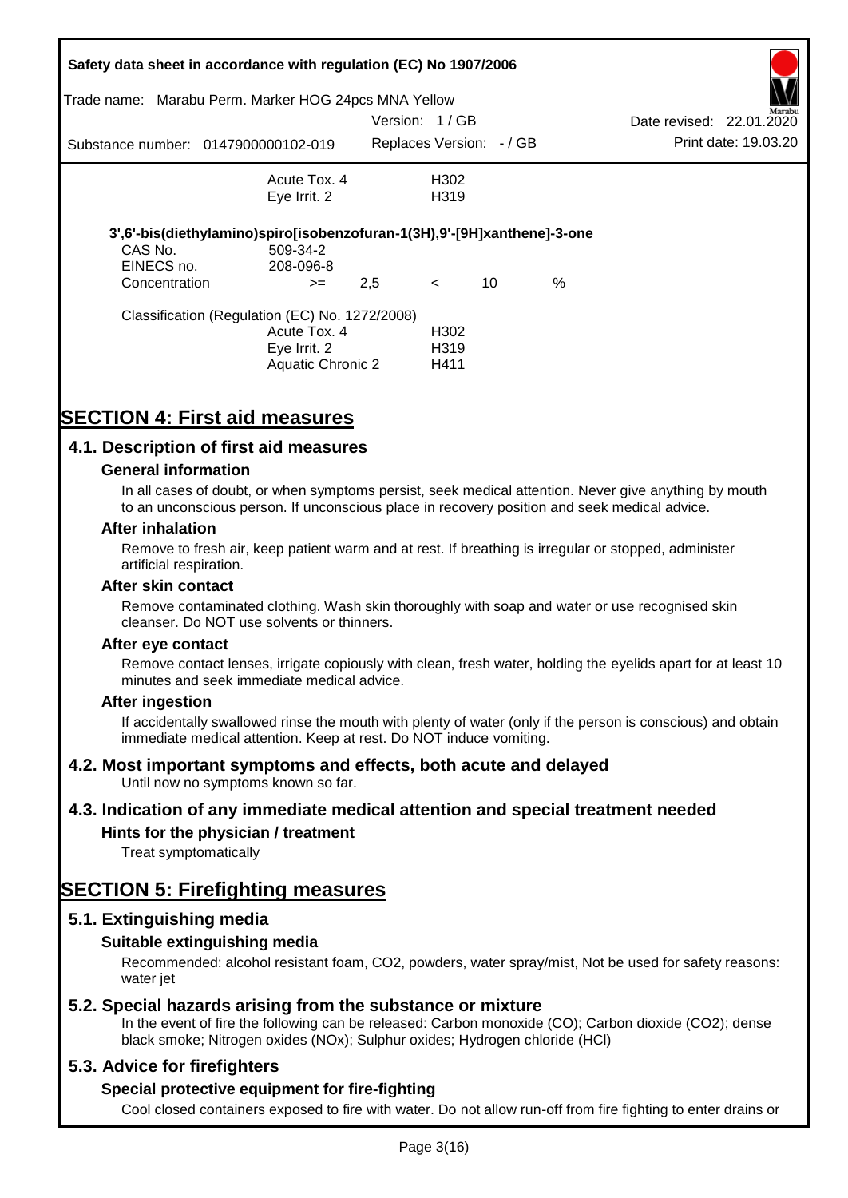| | | |
|---|---|---|
| | Acute Tox. 4 | H302 |
| | Eye Irrit. 2 | H319 |

**3',6'-bis(diethylamino)spiro[isobenzofuran-1(3H),9'-[9H]xanthene]-3-one**

| | | | | | |
|---|---|---|---|---|---|
| CAS No. | 509-34-2 | | | | |
| EINECS no. | 208-096-8 | | | | |
| Concentration | >= | 2,5 | < | 10 | % |

Classification (Regulation (EC) No. 1272/2008)

| | |
|---|---|
| Acute Tox. 4 | H302 |
| Eye Irrit. 2 | H319 |
| Aquatic Chronic 2 | H411 |

# SECTION 4: First aid measures

## 4.1. Description of first aid measures

### General information

In all cases of doubt, or when symptoms persist, seek medical attention. Never give anything by mouth to an unconscious person. If unconscious place in recovery position and seek medical advice.

### After inhalation

Remove to fresh air, keep patient warm and at rest. If breathing is irregular or stopped, administer artificial respiration.

### After skin contact

Remove contaminated clothing. Wash skin thoroughly with soap and water or use recognised skin cleanser. Do NOT use solvents or thinners.

### After eye contact

Remove contact lenses, irrigate copiously with clean, fresh water, holding the eyelids apart for at least 10 minutes and seek immediate medical advice.

### After ingestion

If accidentally swallowed rinse the mouth with plenty of water (only if the person is conscious) and obtain immediate medical attention. Keep at rest. Do NOT induce vomiting.

## 4.2. Most important symptoms and effects, both acute and delayed

Until now no symptoms known so far.

## 4.3. Indication of any immediate medical attention and special treatment needed

### Hints for the physician / treatment

Treat symptomatically

# SECTION 5: Firefighting measures

## 5.1. Extinguishing media

### Suitable extinguishing media

Recommended: alcohol resistant foam, $CO_2$, powders, water spray/mist, Not be used for safety reasons: water jet

## 5.2. Special hazards arising from the substance or mixture

In the event of fire the following can be released: Carbon monoxide (CO); Carbon dioxide ($CO_2$); dense black smoke; Nitrogen oxides ($NO_x$); Sulphur oxides; Hydrogen chloride (HCl)

## 5.3. Advice for firefighters

### Special protective equipment for fire-fighting

Cool closed containers exposed to fire with water. Do not allow run-off from fire fighting to enter drains or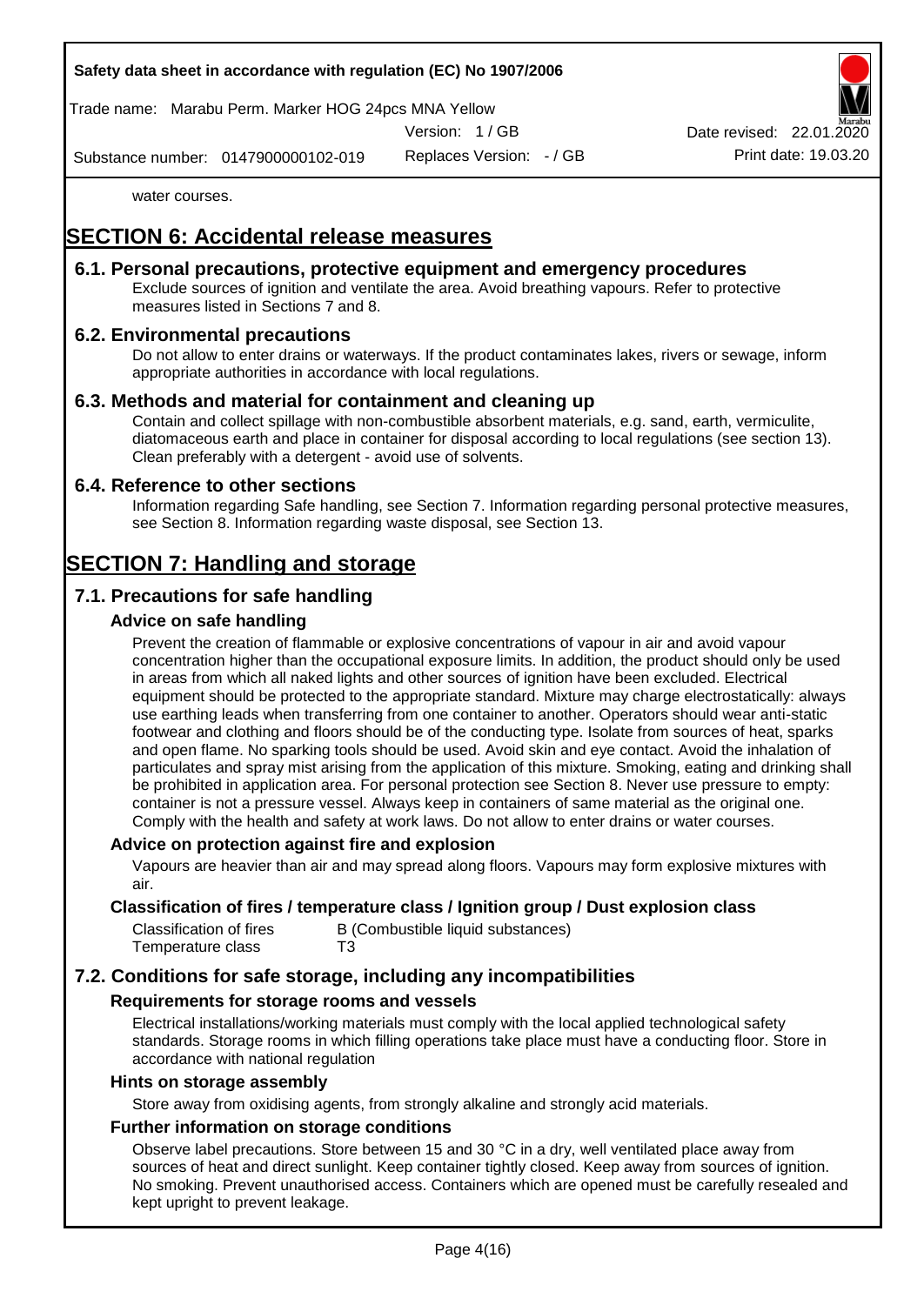water courses.

# SECTION 6: Accidental release measures

## 6.1. Personal precautions, protective equipment and emergency procedures

Exclude sources of ignition and ventilate the area. Avoid breathing vapours. Refer to protective measures listed in Sections 7 and 8.

## 6.2. Environmental precautions

Do not allow to enter drains or waterways. If the product contaminates lakes, rivers or sewage, inform appropriate authorities in accordance with local regulations.

## 6.3. Methods and material for containment and cleaning up

Contain and collect spillage with non-combustible absorbent materials, e.g. sand, earth, vermiculite, diatomaceous earth and place in container for disposal according to local regulations (see section 13). Clean preferably with a detergent - avoid use of solvents.

## 6.4. Reference to other sections

Information regarding Safe handling, see Section 7. Information regarding personal protective measures, see Section 8. Information regarding waste disposal, see Section 13.

# SECTION 7: Handling and storage

## 7.1. Precautions for safe handling

### Advice on safe handling

Prevent the creation of flammable or explosive concentrations of vapour in air and avoid vapour concentration higher than the occupational exposure limits. In addition, the product should only be used in areas from which all naked lights and other sources of ignition have been excluded. Electrical equipment should be protected to the appropriate standard. Mixture may charge electrostatically: always use earthing leads when transferring from one container to another. Operators should wear anti-static footwear and clothing and floors should be of the conducting type. Isolate from sources of heat, sparks and open flame. No sparking tools should be used. Avoid skin and eye contact. Avoid the inhalation of particulates and spray mist arising from the application of this mixture. Smoking, eating and drinking shall be prohibited in application area. For personal protection see Section 8. Never use pressure to empty: container is not a pressure vessel. Always keep in containers of same material as the original one. Comply with the health and safety at work laws. Do not allow to enter drains or water courses.

### Advice on protection against fire and explosion

Vapours are heavier than air and may spread along floors. Vapours may form explosive mixtures with air.

### Classification of fires / temperature class / Ignition group / Dust explosion class

| | |
|---|---|
| Classification of fires | B (Combustible liquid substances) |
| Temperature class | T3 |

## 7.2. Conditions for safe storage, including any incompatibilities

### Requirements for storage rooms and vessels

Electrical installations/working materials must comply with the local applied technological safety standards. Storage rooms in which filling operations take place must have a conducting floor. Store in accordance with national regulation

### Hints on storage assembly

Store away from oxidising agents, from strongly alkaline and strongly acid materials.

### Further information on storage conditions

Observe label precautions. Store between 15 and 30 °C in a dry, well ventilated place away from sources of heat and direct sunlight. Keep container tightly closed. Keep away from sources of ignition. No smoking. Prevent unauthorised access. Containers which are opened must be carefully resealed and kept upright to prevent leakage.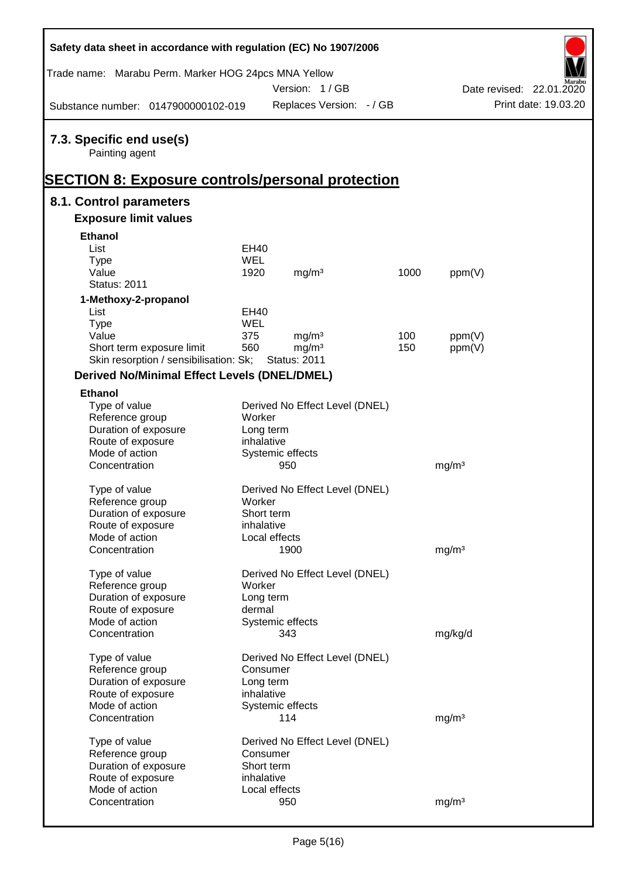## 7.3. Specific end use(s)

Painting agent

# SECTION 8: Exposure controls/personal protection

## 8.1. Control parameters

### Exposure limit values

**Ethanol**

| | | | | |
|---|---|---|---|---|
| List | EH40 | | | |
| Type | WEL | | | |
| Value | 1920 | mg/m³ | 1000 | ppm(V) |
| Status: 2011 | | | | |

**1-Methoxy-2-propanol**

| | | | | |
|---|---|---|---|---|
| List | EH40 | | | |
| Type | WEL | | | |
| Value | 375 | mg/m³ | 100 | ppm(V) |
| Short term exposure limit | 560 | mg/m³ | 150 | ppm(V) |
| Skin resorption / sensibilisation: Sk; | Status: 2011 | | | |

### Derived No/Minimal Effect Levels (DNEL/DMEL)

**Ethanol**

| | | |
|---|---|---|
| Type of value | Derived No Effect Level (DNEL) | |
| Reference group | Worker | |
| Duration of exposure | Long term | |
| Route of exposure | inhalative | |
| Mode of action | Systemic effects | |
| Concentration | 950 | mg/m³ |

| | | |
|---|---|---|
| Type of value | Derived No Effect Level (DNEL) | |
| Reference group | Worker | |
| Duration of exposure | Short term | |
| Route of exposure | inhalative | |
| Mode of action | Local effects | |
| Concentration | 1900 | mg/m³ |

| | | |
|---|---|---|
| Type of value | Derived No Effect Level (DNEL) | |
| Reference group | Worker | |
| Duration of exposure | Long term | |
| Route of exposure | dermal | |
| Mode of action | Systemic effects | |
| Concentration | 343 | mg/kg/d |

| | | |
|---|---|---|
| Type of value | Derived No Effect Level (DNEL) | |
| Reference group | Consumer | |
| Duration of exposure | Long term | |
| Route of exposure | inhalative | |
| Mode of action | Systemic effects | |
| Concentration | 114 | mg/m³ |

| | | |
|---|---|---|
| Type of value | Derived No Effect Level (DNEL) | |
| Reference group | Consumer | |
| Duration of exposure | Short term | |
| Route of exposure | inhalative | |
| Mode of action | Local effects | |
| Concentration | 950 | mg/m³ |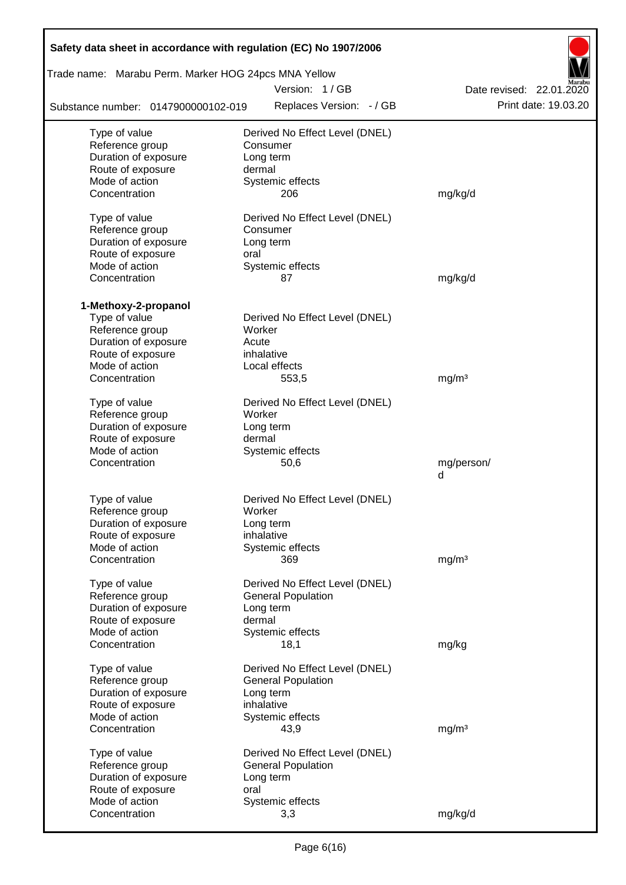| | | |
|---|---|---|
| Type of value | Derived No Effect Level (DNEL) | |
| Reference group | Consumer | |
| Duration of exposure | Long term | |
| Route of exposure | dermal | |
| Mode of action | Systemic effects | |
| Concentration | 206 | mg/kg/d |
| | | |
| Type of value | Derived No Effect Level (DNEL) | |
| Reference group | Consumer | |
| Duration of exposure | Long term | |
| Route of exposure | oral | |
| Mode of action | Systemic effects | |
| Concentration | 87 | mg/kg/d |

**1-Methoxy-2-propanol**

| | | |
|---|---|---|
| Type of value | Derived No Effect Level (DNEL) | |
| Reference group | Worker | |
| Duration of exposure | Acute | |
| Route of exposure | inhalative | |
| Mode of action | Local effects | |
| Concentration | 553,5 | mg/m³ |
| | | |
| Type of value | Derived No Effect Level (DNEL) | |
| Reference group | Worker | |
| Duration of exposure | Long term | |
| Route of exposure | dermal | |
| Mode of action | Systemic effects | |
| Concentration | 50,6 | mg/person/d |
| | | |
| Type of value | Derived No Effect Level (DNEL) | |
| Reference group | Worker | |
| Duration of exposure | Long term | |
| Route of exposure | inhalative | |
| Mode of action | Systemic effects | |
| Concentration | 369 | mg/m³ |
| | | |
| Type of value | Derived No Effect Level (DNEL) | |
| Reference group | General Population | |
| Duration of exposure | Long term | |
| Route of exposure | dermal | |
| Mode of action | Systemic effects | |
| Concentration | 18,1 | mg/kg |
| | | |
| Type of value | Derived No Effect Level (DNEL) | |
| Reference group | General Population | |
| Duration of exposure | Long term | |
| Route of exposure | inhalative | |
| Mode of action | Systemic effects | |
| Concentration | 43,9 | mg/m³ |
| | | |
| Type of value | Derived No Effect Level (DNEL) | |
| Reference group | General Population | |
| Duration of exposure | Long term | |
| Route of exposure | oral | |
| Mode of action | Systemic effects | |
| Concentration | 3,3 | mg/kg/d |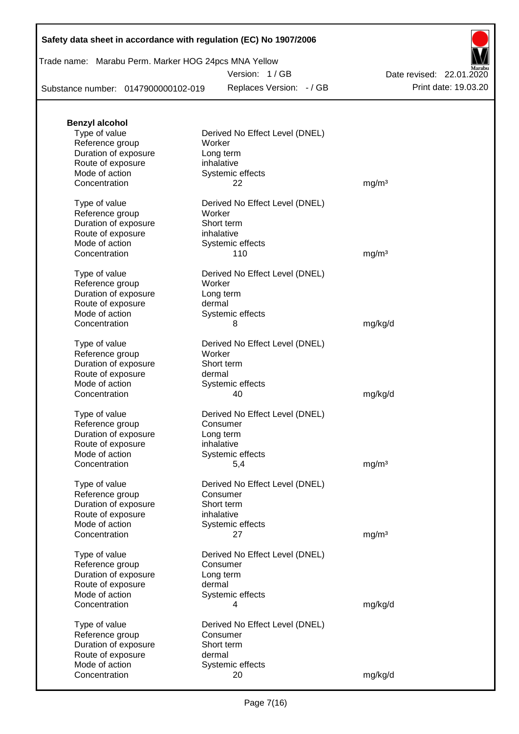**Benzyl alcohol**

| | | |
|---|---|---|
| Type of value | Derived No Effect Level (DNEL) | |
| Reference group | Worker | |
| Duration of exposure | Long term | |
| Route of exposure | inhalative | |
| Mode of action | Systemic effects | |
| Concentration | 22 | mg/m³ |
| | | |
| Type of value | Derived No Effect Level (DNEL) | |
| Reference group | Worker | |
| Duration of exposure | Short term | |
| Route of exposure | inhalative | |
| Mode of action | Systemic effects | |
| Concentration | 110 | mg/m³ |
| | | |
| Type of value | Derived No Effect Level (DNEL) | |
| Reference group | Worker | |
| Duration of exposure | Long term | |
| Route of exposure | dermal | |
| Mode of action | Systemic effects | |
| Concentration | 8 | mg/kg/d |
| | | |
| Type of value | Derived No Effect Level (DNEL) | |
| Reference group | Worker | |
| Duration of exposure | Short term | |
| Route of exposure | dermal | |
| Mode of action | Systemic effects | |
| Concentration | 40 | mg/kg/d |
| | | |
| Type of value | Derived No Effect Level (DNEL) | |
| Reference group | Consumer | |
| Duration of exposure | Long term | |
| Route of exposure | inhalative | |
| Mode of action | Systemic effects | |
| Concentration | 5,4 | mg/m³ |
| | | |
| Type of value | Derived No Effect Level (DNEL) | |
| Reference group | Consumer | |
| Duration of exposure | Short term | |
| Route of exposure | inhalative | |
| Mode of action | Systemic effects | |
| Concentration | 27 | mg/m³ |
| | | |
| Type of value | Derived No Effect Level (DNEL) | |
| Reference group | Consumer | |
| Duration of exposure | Long term | |
| Route of exposure | dermal | |
| Mode of action | Systemic effects | |
| Concentration | 4 | mg/kg/d |
| | | |
| Type of value | Derived No Effect Level (DNEL) | |
| Reference group | Consumer | |
| Duration of exposure | Short term | |
| Route of exposure | dermal | |
| Mode of action | Systemic effects | |
| Concentration | 20 | mg/kg/d |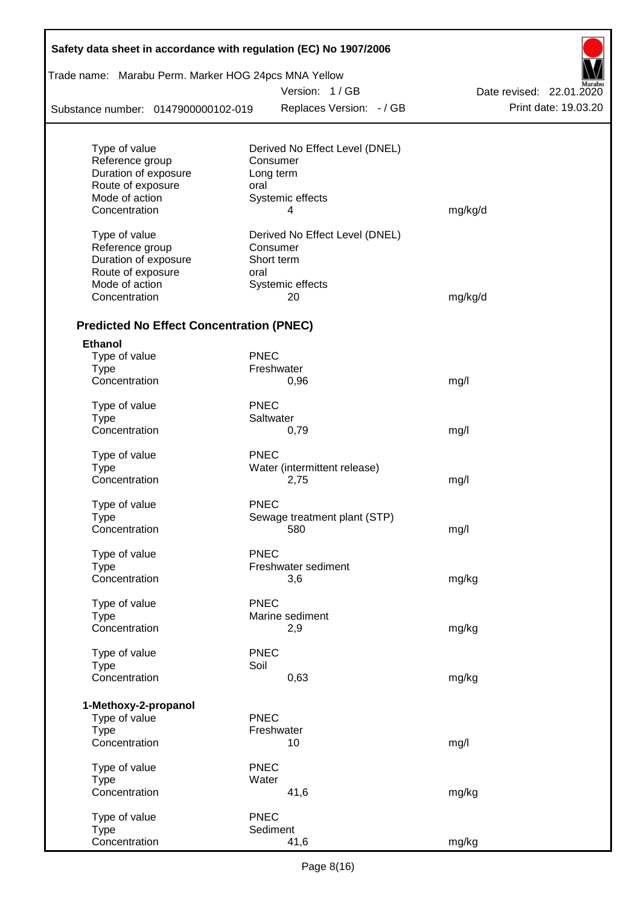| | | |
|---|---|---|
| Type of value | Derived No Effect Level (DNEL) | |
| Reference group | Consumer | |
| Duration of exposure | Long term | |
| Route of exposure | oral | |
| Mode of action | Systemic effects | |
| Concentration | 4 | mg/kg/d |

| | | |
|---|---|---|
| Type of value | Derived No Effect Level (DNEL) | |
| Reference group | Consumer | |
| Duration of exposure | Short term | |
| Route of exposure | oral | |
| Mode of action | Systemic effects | |
| Concentration | 20 | mg/kg/d |

## Predicted No Effect Concentration (PNEC)

**Ethanol**

| | | |
|---|---|---|
| Type of value | PNEC | |
| Type | Freshwater | |
| Concentration | 0,96 | mg/l |

| | | |
|---|---|---|
| Type of value | PNEC | |
| Type | Saltwater | |
| Concentration | 0,79 | mg/l |

| | | |
|---|---|---|
| Type of value | PNEC | |
| Type | Water (intermittent release) | |
| Concentration | 2,75 | mg/l |

| | | |
|---|---|---|
| Type of value | PNEC | |
| Type | Sewage treatment plant (STP) | |
| Concentration | 580 | mg/l |

| | | |
|---|---|---|
| Type of value | PNEC | |
| Type | Freshwater sediment | |
| Concentration | 3,6 | mg/kg |

| | | |
|---|---|---|
| Type of value | PNEC | |
| Type | Marine sediment | |
| Concentration | 2,9 | mg/kg |

| | | |
|---|---|---|
| Type of value | PNEC | |
| Type | Soil | |
| Concentration | 0,63 | mg/kg |

**1-Methoxy-2-propanol**

| | | |
|---|---|---|
| Type of value | PNEC | |
| Type | Freshwater | |
| Concentration | 10 | mg/l |

| | | |
|---|---|---|
| Type of value | PNEC | |
| Type | Water | |
| Concentration | 41,6 | mg/kg |

| | | |
|---|---|---|
| Type of value | PNEC | |
| Type | Sediment | |
| Concentration | 41,6 | mg/kg |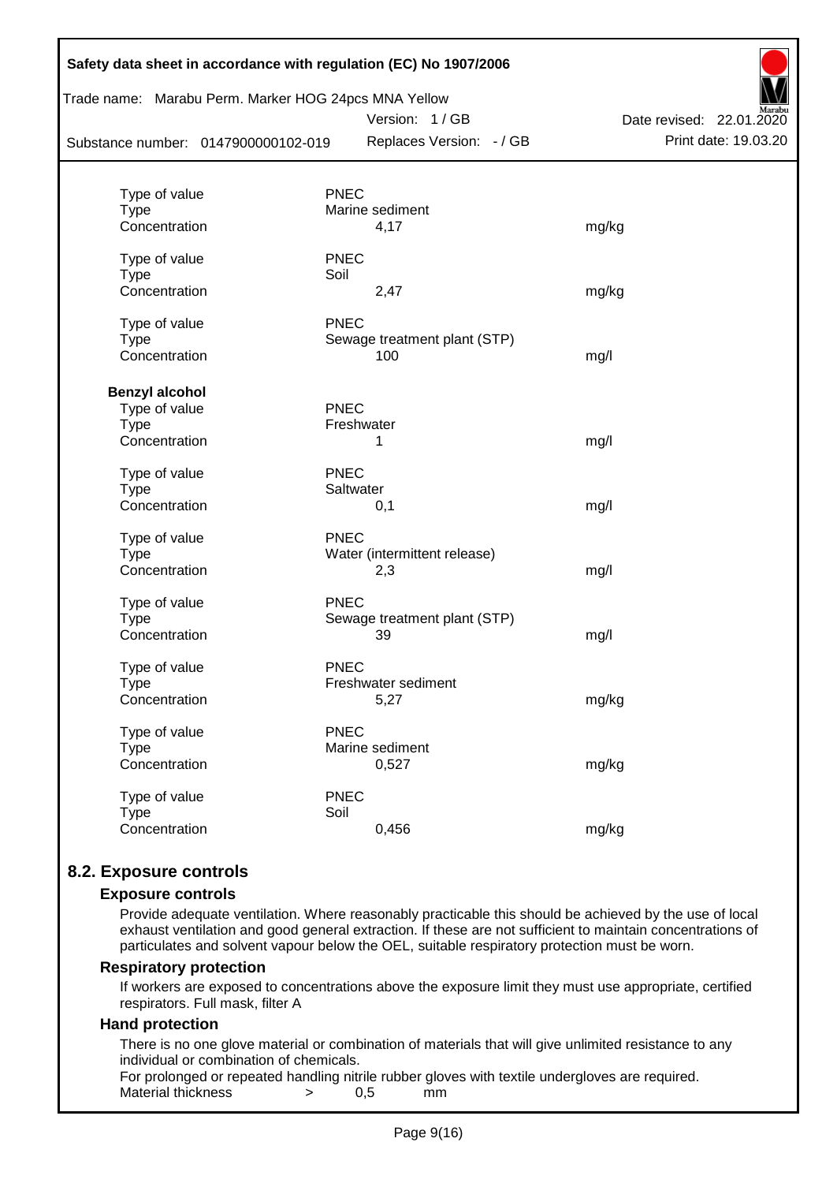| | | |
|---|---|---|
| Type of value | PNEC | |
| Type | Marine sediment | |
| Concentration | 4,17 | mg/kg |
| | | |
| Type of value | PNEC | |
| Type | Soil | |
| Concentration | 2,47 | mg/kg |
| | | |
| Type of value | PNEC | |
| Type | Sewage treatment plant (STP) | |
| Concentration | 100 | mg/l |

**Benzyl alcohol**

| | | |
|---|---|---|
| Type of value | PNEC | |
| Type | Freshwater | |
| Concentration | 1 | mg/l |
| | | |
| Type of value | PNEC | |
| Type | Saltwater | |
| Concentration | 0,1 | mg/l |
| | | |
| Type of value | PNEC | |
| Type | Water (intermittent release) | |
| Concentration | 2,3 | mg/l |
| | | |
| Type of value | PNEC | |
| Type | Sewage treatment plant (STP) | |
| Concentration | 39 | mg/l |
| | | |
| Type of value | PNEC | |
| Type | Freshwater sediment | |
| Concentration | 5,27 | mg/kg |
| | | |
| Type of value | PNEC | |
| Type | Marine sediment | |
| Concentration | 0,527 | mg/kg |
| | | |
| Type of value | PNEC | |
| Type | Soil | |
| Concentration | 0,456 | mg/kg |

## 8.2. Exposure controls

### Exposure controls

Provide adequate ventilation. Where reasonably practicable this should be achieved by the use of local exhaust ventilation and good general extraction. If these are not sufficient to maintain concentrations of particulates and solvent vapour below the OEL, suitable respiratory protection must be worn.

### Respiratory protection

If workers are exposed to concentrations above the exposure limit they must use appropriate, certified respirators. Full mask, filter A

### Hand protection

There is no one glove material or combination of materials that will give unlimited resistance to any individual or combination of chemicals.

For prolonged or repeated handling nitrile rubber gloves with textile undergloves are required.

Material thickness > 0,5 mm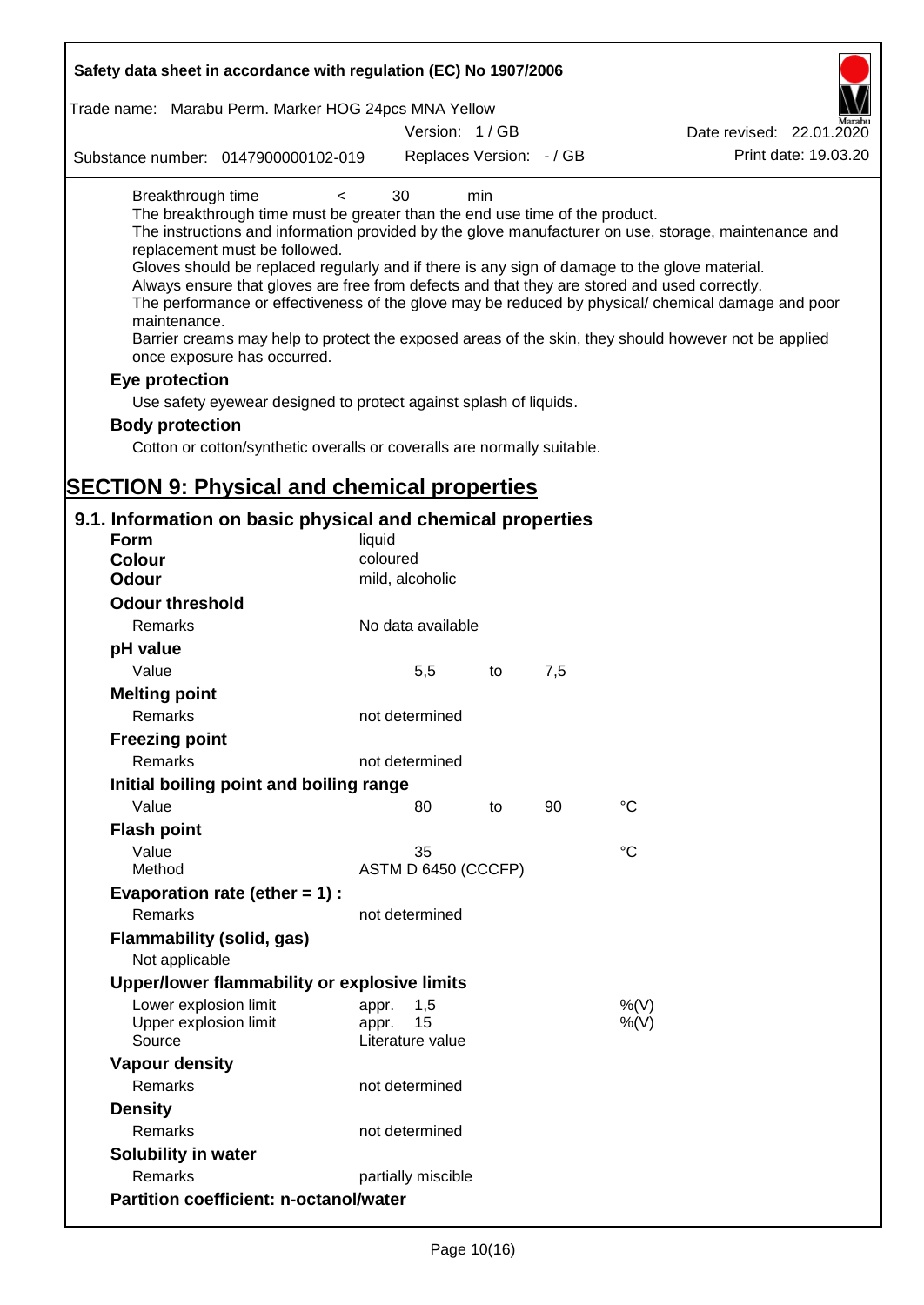Breakthrough time < 30 min

The breakthrough time must be greater than the end use time of the product.

The instructions and information provided by the glove manufacturer on use, storage, maintenance and replacement must be followed.

Gloves should be replaced regularly and if there is any sign of damage to the glove material.

Always ensure that gloves are free from defects and that they are stored and used correctly.

The performance or effectiveness of the glove may be reduced by physical/ chemical damage and poor maintenance.

Barrier creams may help to protect the exposed areas of the skin, they should however not be applied once exposure has occurred.

**Eye protection**

Use safety eyewear designed to protect against splash of liquids.

**Body protection**

Cotton or cotton/synthetic overalls or coveralls are normally suitable.

# SECTION 9: Physical and chemical properties

## 9.1. Information on basic physical and chemical properties

| | | | | |
|---|---|---|---|---|
| **Form** | liquid | | | |
| **Colour** | coloured | | | |
| **Odour** | mild, alcoholic | | | |
| **Odour threshold** | | | | |
| Remarks | No data available | | | |
| **pH value** | | | | |
| Value | 5,5 | to | 7,5 | |
| **Melting point** | | | | |
| Remarks | not determined | | | |
| **Freezing point** | | | | |
| Remarks | not determined | | | |
| **Initial boiling point and boiling range** | | | | |
| Value | 80 | to | 90 | °C |
| **Flash point** | | | | |
| Value | 35 | | | °C |
| Method | ASTM D 6450 (CCCFP) | | | |
| **Evaporation rate (ether = 1) :** | | | | |
| Remarks | not determined | | | |
| **Flammability (solid, gas)** | | | | |
| Not applicable | | | | |
| **Upper/lower flammability or explosive limits** | | | | |
| Lower explosion limit | appr. 1,5 | | | %(V) |
| Upper explosion limit | appr. 15 | | | %(V) |
| Source | Literature value | | | |
| **Vapour density** | | | | |
| Remarks | not determined | | | |
| **Density** | | | | |
| Remarks | not determined | | | |
| **Solubility in water** | | | | |
| Remarks | partially miscible | | | |
| **Partition coefficient: n-octanol/water** | | | | |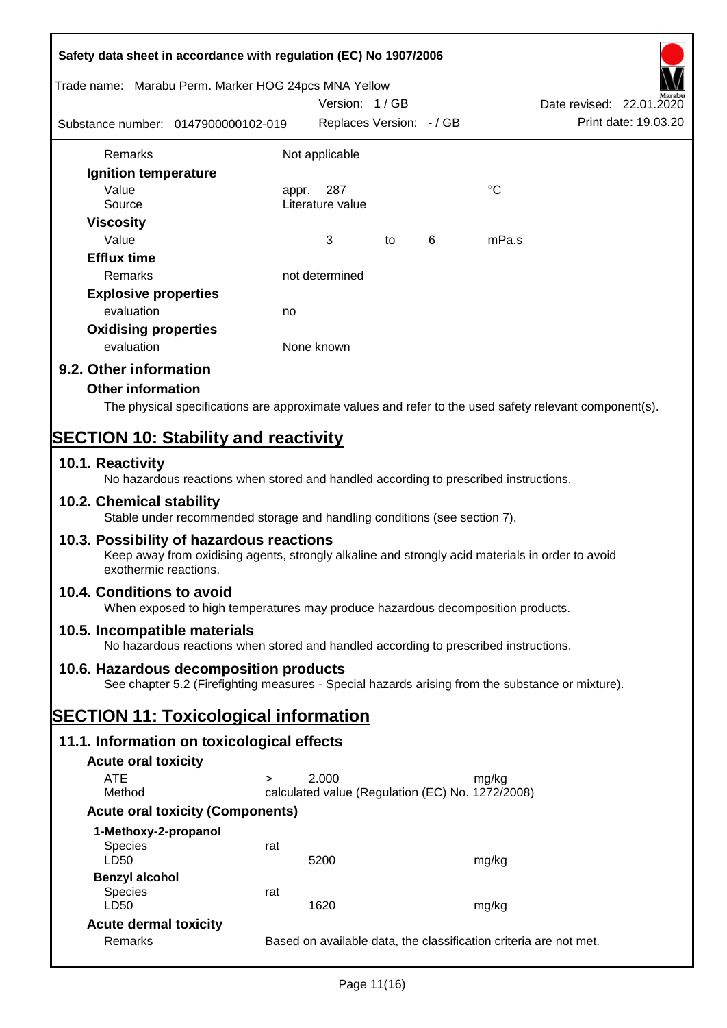| | | | | | |
|---|---|---|---|---|---|
| Remarks | Not applicable | | | | |
| **Ignition temperature** | | | | | |
| Value | appr. | 287 | | | °C |
| Source | Literature value | | | | |
| **Viscosity** | | | | | |
| Value | | 3 | to | 6 | mPa.s |
| **Efflux time** | | | | | |
| Remarks | not determined | | | | |
| **Explosive properties** | | | | | |
| evaluation | no | | | | |
| **Oxidising properties** | | | | | |
| evaluation | None known | | | | |

## 9.2. Other information

### Other information

The physical specifications are approximate values and refer to the used safety relevant component(s).

# SECTION 10: Stability and reactivity

## 10.1. Reactivity

No hazardous reactions when stored and handled according to prescribed instructions.

## 10.2. Chemical stability

Stable under recommended storage and handling conditions (see section 7).

## 10.3. Possibility of hazardous reactions

Keep away from oxidising agents, strongly alkaline and strongly acid materials in order to avoid exothermic reactions.

## 10.4. Conditions to avoid

When exposed to high temperatures may produce hazardous decomposition products.

## 10.5. Incompatible materials

No hazardous reactions when stored and handled according to prescribed instructions.

## 10.6. Hazardous decomposition products

See chapter 5.2 (Firefighting measures - Special hazards arising from the substance or mixture).

# SECTION 11: Toxicological information

## 11.1. Information on toxicological effects

### Acute oral toxicity

| | | | |
|---|---|---|---|
| ATE | > | 2.000 | mg/kg |
| Method | calculated value (Regulation (EC) No. 1272/2008) | | |

### Acute oral toxicity (Components)

| | | | |
|---|---|---|---|
| **1-Methoxy-2-propanol** | | | |
| Species | rat | | |
| LD50 | | 5200 | mg/kg |
| **Benzyl alcohol** | | | |
| Species | rat | | |
| LD50 | | 1620 | mg/kg |

### Acute dermal toxicity

| | |
|---|---|
| Remarks | Based on available data, the classification criteria are not met. |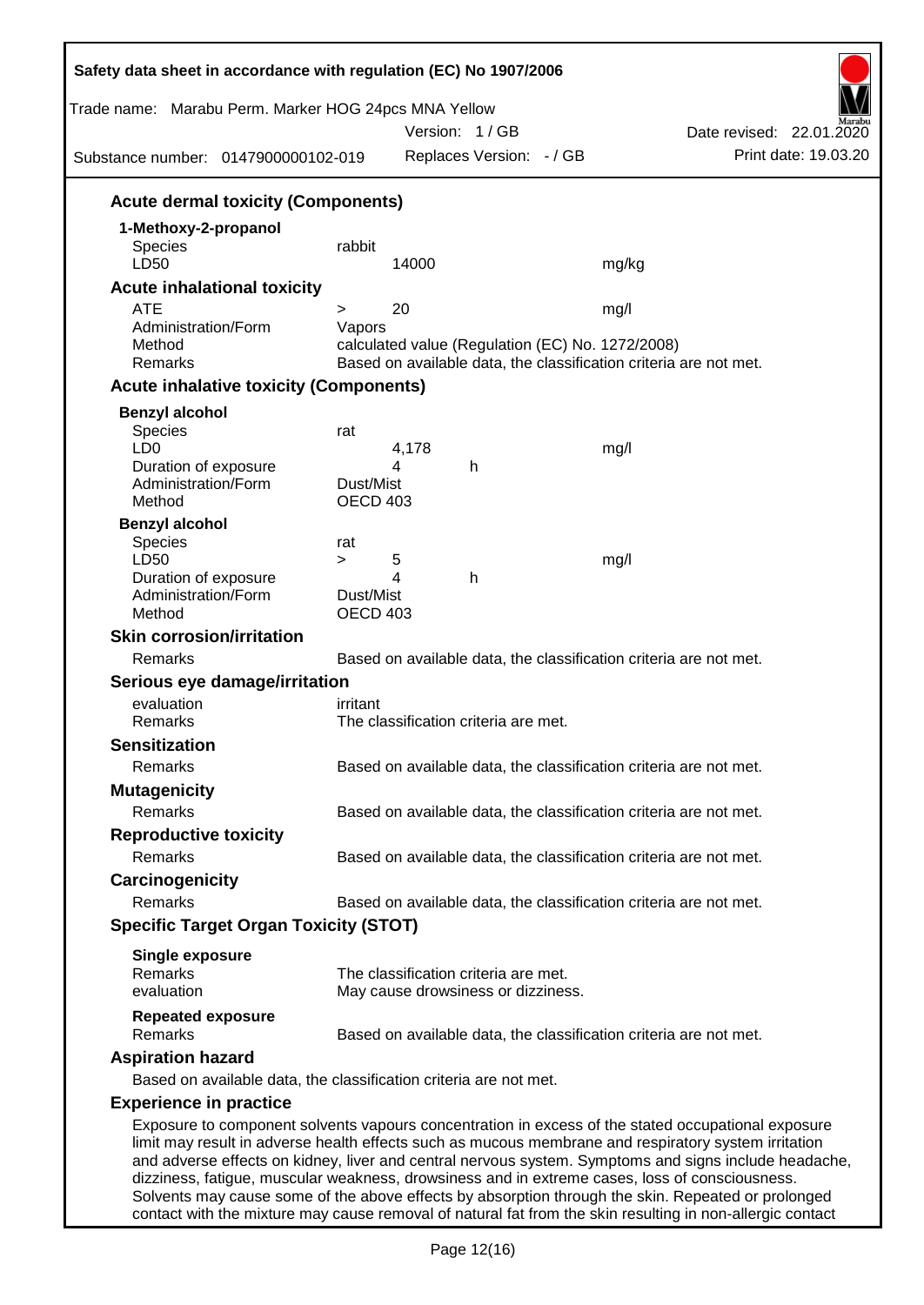### Acute dermal toxicity (Components)

**1-Methoxy-2-propanol**

| | | | |
|---|---|---|---|
| Species | rabbit | | |
| LD50 | | 14000 | mg/kg |

### Acute inhalational toxicity

| | | | |
|---|---|---|---|
| ATE | > | 20 | mg/l |
| Administration/Form | Vapors | | |
| Method | calculated value (Regulation (EC) No. 1272/2008) | | |
| Remarks | Based on available data, the classification criteria are not met. | | |

### Acute inhalative toxicity (Components)

**Benzyl alcohol**

| | | | | |
|---|---|---|---|---|
| Species | rat | | | |
| LD0 | | 4,178 | | mg/l |
| Duration of exposure | | 4 | h | |
| Administration/Form | Dust/Mist | | | |
| Method | OECD 403 | | | |

**Benzyl alcohol**

| | | | | |
|---|---|---|---|---|
| Species | rat | | | |
| LD50 | > | 5 | | mg/l |
| Duration of exposure | | 4 | h | |
| Administration/Form | Dust/Mist | | | |
| Method | OECD 403 | | | |

### Skin corrosion/irritation

Remarks: Based on available data, the classification criteria are not met.

### Serious eye damage/irritation

evaluation: irritant
Remarks: The classification criteria are met.

### Sensitization

Remarks: Based on available data, the classification criteria are not met.

### Mutagenicity

Remarks: Based on available data, the classification criteria are not met.

### Reproductive toxicity

Remarks: Based on available data, the classification criteria are not met.

### Carcinogenicity

Remarks: Based on available data, the classification criteria are not met.

### Specific Target Organ Toxicity (STOT)

**Single exposure**
Remarks: The classification criteria are met.
evaluation: May cause drowsiness or dizziness.

**Repeated exposure**
Remarks: Based on available data, the classification criteria are not met.

### Aspiration hazard

Based on available data, the classification criteria are not met.

### Experience in practice

Exposure to component solvents vapours concentration in excess of the stated occupational exposure limit may result in adverse health effects such as mucous membrane and respiratory system irritation and adverse effects on kidney, liver and central nervous system. Symptoms and signs include headache, dizziness, fatigue, muscular weakness, drowsiness and in extreme cases, loss of consciousness. Solvents may cause some of the above effects by absorption through the skin. Repeated or prolonged contact with the mixture may cause removal of natural fat from the skin resulting in non-allergic contact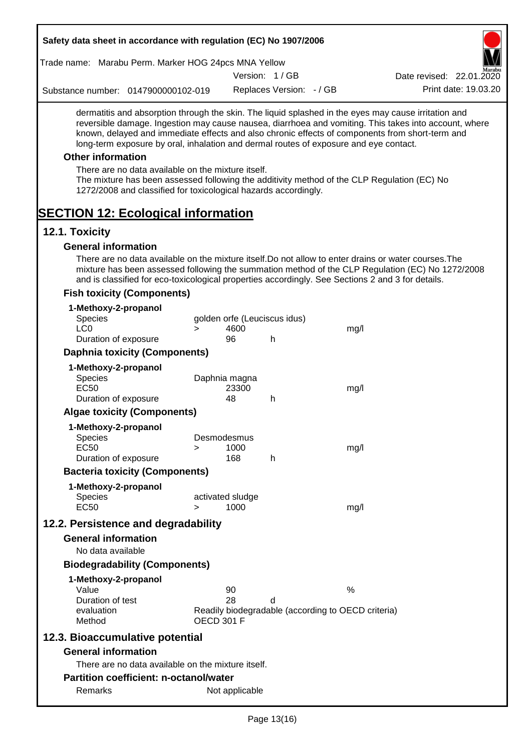dermatitis and absorption through the skin. The liquid splashed in the eyes may cause irritation and reversible damage. Ingestion may cause nausea, diarrhoea and vomiting. This takes into account, where known, delayed and immediate effects and also chronic effects of components from short-term and long-term exposure by oral, inhalation and dermal routes of exposure and eye contact.

### Other information

There are no data available on the mixture itself.
The mixture has been assessed following the additivity method of the CLP Regulation (EC) No 1272/2008 and classified for toxicological hazards accordingly.

# SECTION 12: Ecological information

## 12.1. Toxicity

### General information

There are no data available on the mixture itself.Do not allow to enter drains or water courses.The mixture has been assessed following the summation method of the CLP Regulation (EC) No 1272/2008 and is classified for eco-toxicological properties accordingly. See Sections 2 and 3 for details.

### Fish toxicity (Components)

**1-Methoxy-2-propanol**

| | | | | |
|---|---|---|---|---|
| Species | golden orfe (Leuciscus idus) | | | |
| LC0 | > | 4600 | | mg/l |
| Duration of exposure | | 96 | h | |

### Daphnia toxicity (Components)

**1-Methoxy-2-propanol**

| | | | | |
|---|---|---|---|---|
| Species | Daphnia magna | | | |
| EC50 | | 23300 | | mg/l |
| Duration of exposure | | 48 | h | |

### Algae toxicity (Components)

**1-Methoxy-2-propanol**

| | | | | |
|---|---|---|---|---|
| Species | Desmodesmus | | | |
| EC50 | > | 1000 | | mg/l |
| Duration of exposure | | 168 | h | |

### Bacteria toxicity (Components)

**1-Methoxy-2-propanol**

| | | | | |
|---|---|---|---|---|
| Species | activated sludge | | | |
| EC50 | > | 1000 | | mg/l |

## 12.2. Persistence and degradability

### General information

No data available

### Biodegradability (Components)

**1-Methoxy-2-propanol**

| | | | |
|---|---|---|---|
| Value | 90 | | % |
| Duration of test | 28 | d | |
| evaluation | Readily biodegradable (according to OECD criteria) | | |
| Method | OECD 301 F | | |

## 12.3. Bioaccumulative potential

### General information

There are no data available on the mixture itself.

### Partition coefficient: n-octanol/water

| | |
|---|---|
| Remarks | Not applicable |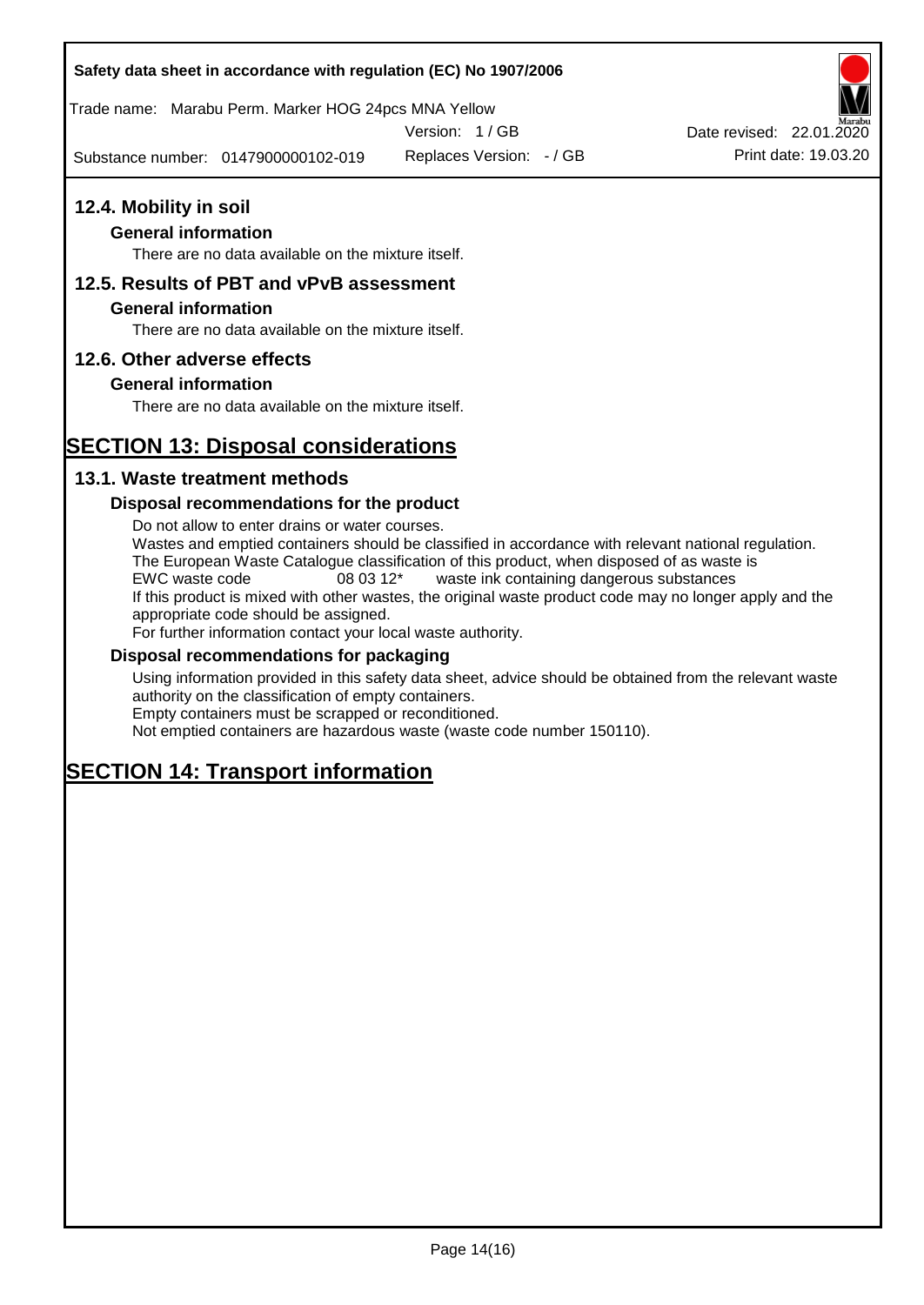## 12.4. Mobility in soil

### General information

There are no data available on the mixture itself.

## 12.5. Results of PBT and vPvB assessment

### General information

There are no data available on the mixture itself.

## 12.6. Other adverse effects

### General information

There are no data available on the mixture itself.

# SECTION 13: Disposal considerations

## 13.1. Waste treatment methods

### Disposal recommendations for the product

Do not allow to enter drains or water courses.
Wastes and emptied containers should be classified in accordance with relevant national regulation.
The European Waste Catalogue classification of this product, when disposed of as waste is
EWC waste code 08 03 12* waste ink containing dangerous substances
If this product is mixed with other wastes, the original waste product code may no longer apply and the appropriate code should be assigned.
For further information contact your local waste authority.

### Disposal recommendations for packaging

Using information provided in this safety data sheet, advice should be obtained from the relevant waste authority on the classification of empty containers.
Empty containers must be scrapped or reconditioned.
Not emptied containers are hazardous waste (waste code number 150110).

# SECTION 14: Transport information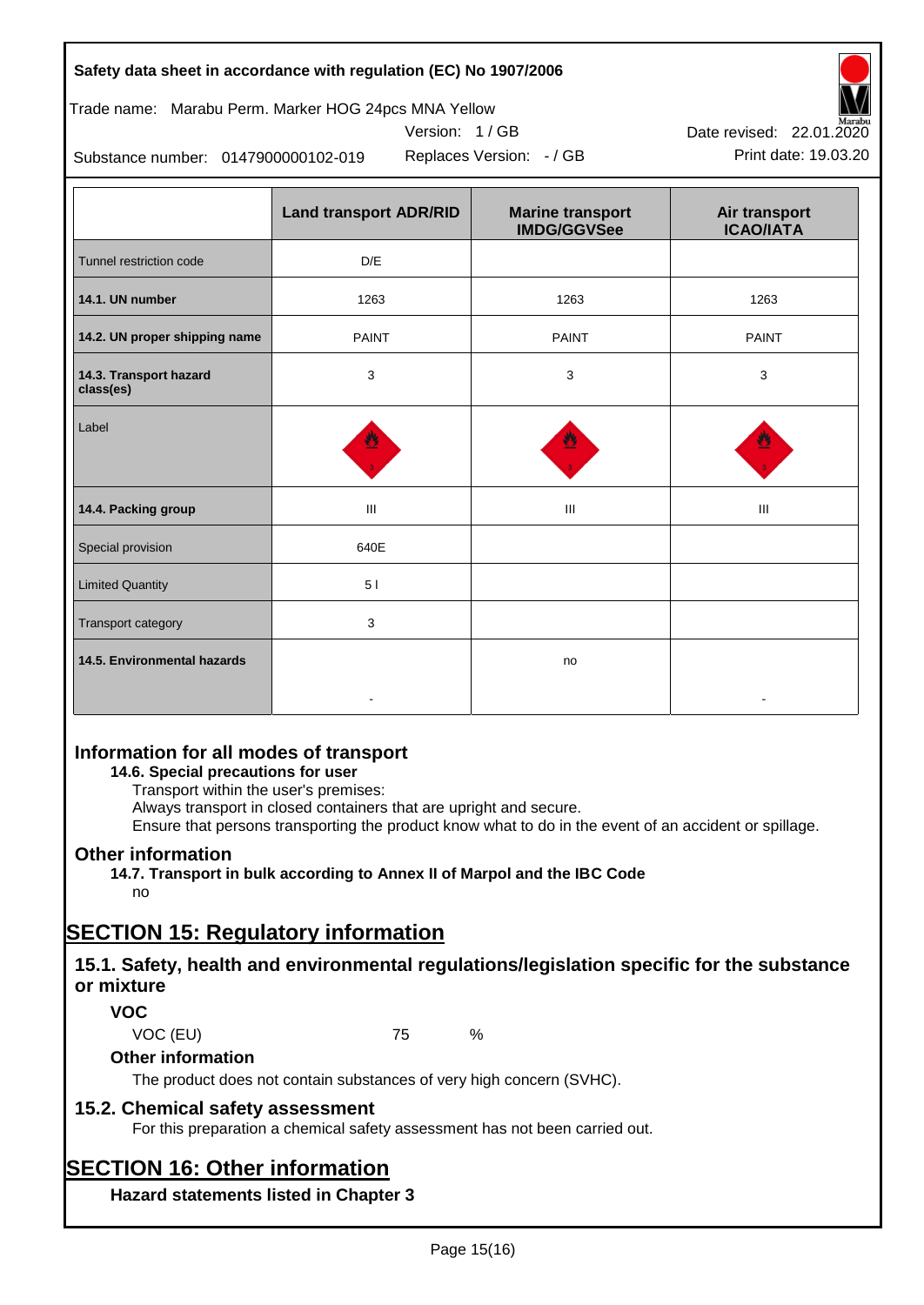| | Land transport ADR/RID | Marine transport IMDG/GGVSee | Air transport ICAO/IATA |
|---|---|---|---|
| Tunnel restriction code | D/E | | |
| **14.1. UN number** | 1263 | 1263 | 1263 |
| **14.2. UN proper shipping name** | PAINT | PAINT | PAINT |
| **14.3. Transport hazard class(es)** | 3 | 3 | 3 |
| Label | | | |
| **14.4. Packing group** | III | III | III |
| Special provision | 640E | | |
| Limited Quantity | 5 l | | |
| Transport category | 3 | | |
| **14.5. Environmental hazards** | - | no | - |

## Information for all modes of transport

**14.6. Special precautions for user**

Transport within the user's premises:
Always transport in closed containers that are upright and secure.
Ensure that persons transporting the product know what to do in the event of an accident or spillage.

## Other information

**14.7. Transport in bulk according to Annex II of Marpol and the IBC Code**

no

# SECTION 15: Regulatory information

## 15.1. Safety, health and environmental regulations/legislation specific for the substance or mixture

### VOC

VOC (EU) 75 %

### Other information

The product does not contain substances of very high concern (SVHC).

## 15.2. Chemical safety assessment

For this preparation a chemical safety assessment has not been carried out.

# SECTION 16: Other information

### Hazard statements listed in Chapter 3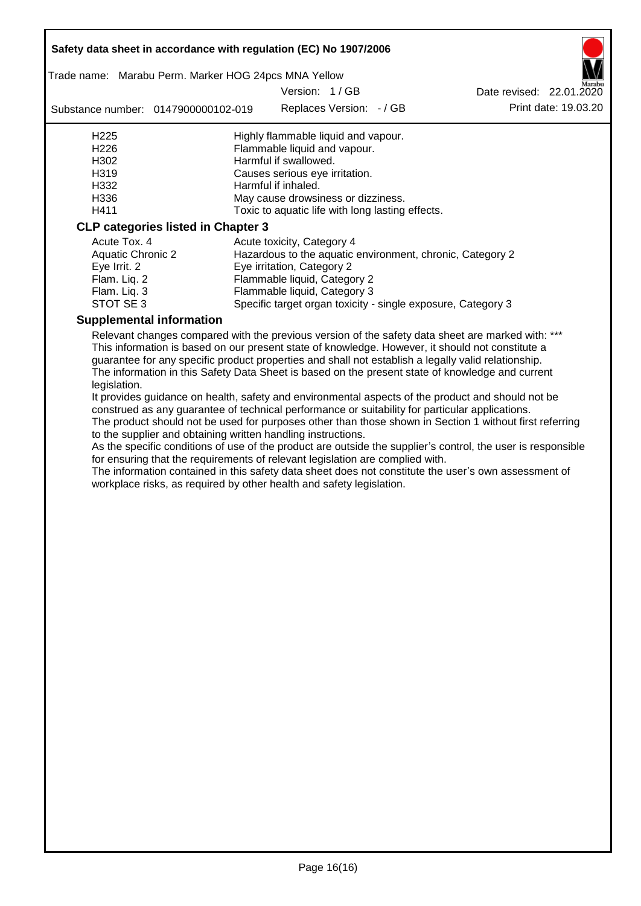| | |
|---|---|
| H225 | Highly flammable liquid and vapour. |
| H226 | Flammable liquid and vapour. |
| H302 | Harmful if swallowed. |
| H319 | Causes serious eye irritation. |
| H332 | Harmful if inhaled. |
| H336 | May cause drowsiness or dizziness. |
| H411 | Toxic to aquatic life with long lasting effects. |

### CLP categories listed in Chapter 3

| | |
|---|---|
| Acute Tox. 4 | Acute toxicity, Category 4 |
| Aquatic Chronic 2 | Hazardous to the aquatic environment, chronic, Category 2 |
| Eye Irrit. 2 | Eye irritation, Category 2 |
| Flam. Liq. 2 | Flammable liquid, Category 2 |
| Flam. Liq. 3 | Flammable liquid, Category 3 |
| STOT SE 3 | Specific target organ toxicity - single exposure, Category 3 |

### Supplemental information

Relevant changes compared with the previous version of the safety data sheet are marked with: ***
This information is based on our present state of knowledge. However, it should not constitute a guarantee for any specific product properties and shall not establish a legally valid relationship.
The information in this Safety Data Sheet is based on the present state of knowledge and current legislation.
It provides guidance on health, safety and environmental aspects of the product and should not be construed as any guarantee of technical performance or suitability for particular applications.
The product should not be used for purposes other than those shown in Section 1 without first referring to the supplier and obtaining written handling instructions.
As the specific conditions of use of the product are outside the supplier's control, the user is responsible for ensuring that the requirements of relevant legislation are complied with.
The information contained in this safety data sheet does not constitute the user's own assessment of workplace risks, as required by other health and safety legislation.